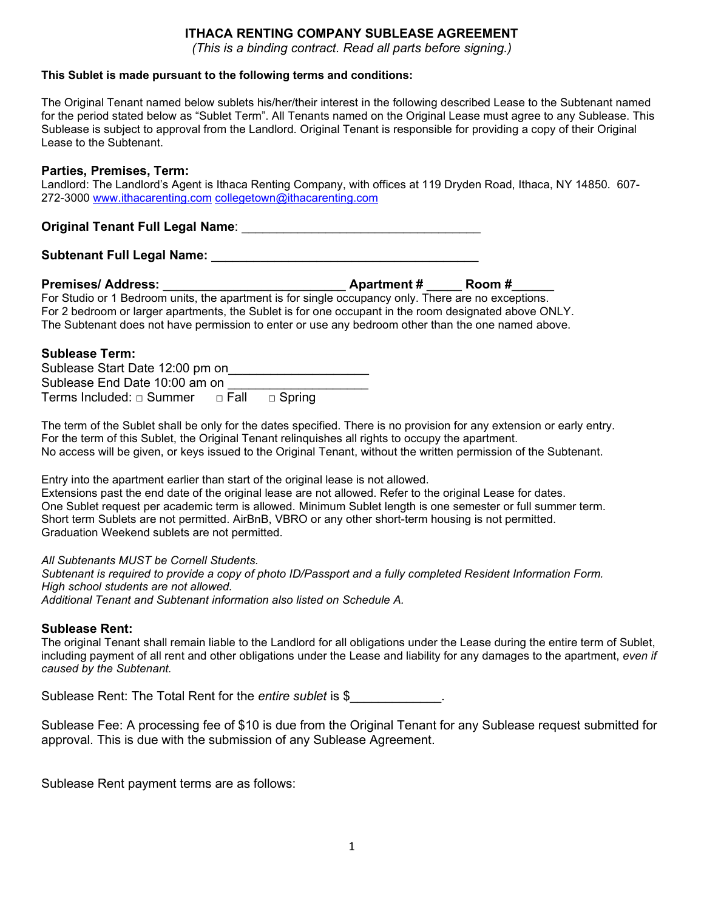# ITHACA RENTING COMPANY SUBLEASE AGREEMENT

*(This is a binding contract. Read all parts before signing.)*

**This Sublet is made pursuant to the following terms and conditions:**

The Original Tenant named below sublets his/her/their interest in the following described Lease to the Subtenant named for the period stated below as "Sublet Term". All Tenants named on the Original Lease must agree to any Sublease. This Sublease is subject to approval from the Landlord. Original Tenant is responsible for providing a copy of their Original Lease to the Subtenant.

### Parties, Premises, Term:

Landlord: The Landlord's Agent is Ithaca Renting Company, with offices at 119 Dryden Road, Ithaca, NY 14850. 607-272-3000 www.ithacarenting.com collegetown@ithacarenting.com

**Original Tenant Full Legal Name**: ___________________________________

**Subtenant Full Legal Name:** ______________________________________

**Premises/ Address:** __________________________ **Apartment #** _____ **Room #**______

For Studio or 1 Bedroom units, the apartment is for single occupancy only. There are no exceptions.
For 2 bedroom or larger apartments, the Sublet is for one occupant in the room designated above ONLY.
The Subtenant does not have permission to enter or use any bedroom other than the one named above.

### Sublease Term:

Sublease Start Date 12:00 pm on____________________
Sublease End Date 10:00 am on ____________________
Terms Included: □ Summer □ Fall □ Spring

The term of the Sublet shall be only for the dates specified. There is no provision for any extension or early entry.
For the term of this Sublet, the Original Tenant relinquishes all rights to occupy the apartment.
No access will be given, or keys issued to the Original Tenant, without the written permission of the Subtenant.

Entry into the apartment earlier than start of the original lease is not allowed.
Extensions past the end date of the original lease are not allowed. Refer to the original Lease for dates.
One Sublet request per academic term is allowed. Minimum Sublet length is one semester or full summer term.
Short term Sublets are not permitted. AirBnB, VBRO or any other short-term housing is not permitted.
Graduation Weekend sublets are not permitted.

*All Subtenants MUST be Cornell Students.*
*Subtenant is required to provide a copy of photo ID/Passport and a fully completed Resident Information Form.*
*High school students are not allowed.*
*Additional Tenant and Subtenant information also listed on Schedule A.*

### Sublease Rent:

The original Tenant shall remain liable to the Landlord for all obligations under the Lease during the entire term of Sublet, including payment of all rent and other obligations under the Lease and liability for any damages to the apartment, *even if caused by the Subtenant.*

Sublease Rent: The Total Rent for the *entire sublet* is $_____________.

Sublease Fee: A processing fee of $10 is due from the Original Tenant for any Sublease request submitted for approval. This is due with the submission of any Sublease Agreement.

Sublease Rent payment terms are as follows: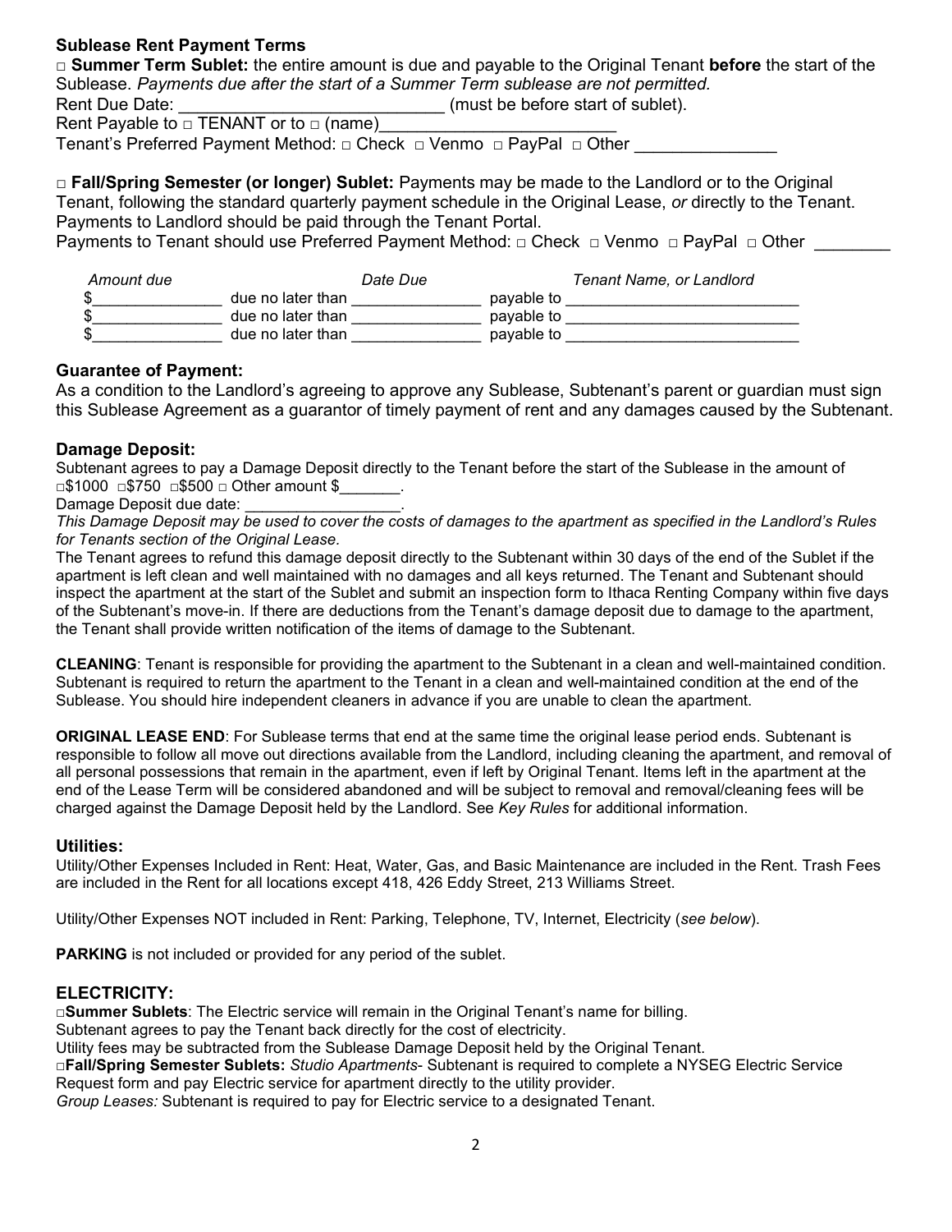**Sublease Rent Payment Terms**

□ **Summer Term Sublet:** the entire amount is due and payable to the Original Tenant **before** the start of the Sublease. *Payments due after the start of a Summer Term sublease are not permitted.*

Rent Due Date: ___________________________ (must be before start of sublet).

Rent Payable to □ TENANT or to □ (name)_________________________

Tenant's Preferred Payment Method: □ Check □ Venmo □ PayPal □ Other ______________

□ **Fall/Spring Semester (or longer) Sublet:** Payments may be made to the Landlord or to the Original Tenant, following the standard quarterly payment schedule in the Original Lease, *or* directly to the Tenant. Payments to Landlord should be paid through the Tenant Portal.

Payments to Tenant should use Preferred Payment Method: □ Check □ Venmo □ PayPal □ Other ________

| *Amount due* | | *Date Due* | | *Tenant Name, or Landlord* |
|---|---|---|---|---|
| $______________ | due no later than | ______________ | payable to | __________________________ |
| $______________ | due no later than | ______________ | payable to | __________________________ |
| $______________ | due no later than | ______________ | payable to | __________________________ |

### Guarantee of Payment:

As a condition to the Landlord's agreeing to approve any Sublease, Subtenant's parent or guardian must sign this Sublease Agreement as a guarantor of timely payment of rent and any damages caused by the Subtenant.

### Damage Deposit:

Subtenant agrees to pay a Damage Deposit directly to the Tenant before the start of the Sublease in the amount of □$1000 □$750 □$500 □ Other amount $_______.

Damage Deposit due date: _________________.

*This Damage Deposit may be used to cover the costs of damages to the apartment as specified in the Landlord's Rules for Tenants section of the Original Lease.*

The Tenant agrees to refund this damage deposit directly to the Subtenant within 30 days of the end of the Sublet if the apartment is left clean and well maintained with no damages and all keys returned. The Tenant and Subtenant should inspect the apartment at the start of the Sublet and submit an inspection form to Ithaca Renting Company within five days of the Subtenant's move-in. If there are deductions from the Tenant's damage deposit due to damage to the apartment, the Tenant shall provide written notification of the items of damage to the Subtenant.

**CLEANING**: Tenant is responsible for providing the apartment to the Subtenant in a clean and well-maintained condition. Subtenant is required to return the apartment to the Tenant in a clean and well-maintained condition at the end of the Sublease. You should hire independent cleaners in advance if you are unable to clean the apartment.

**ORIGINAL LEASE END**: For Sublease terms that end at the same time the original lease period ends. Subtenant is responsible to follow all move out directions available from the Landlord, including cleaning the apartment, and removal of all personal possessions that remain in the apartment, even if left by Original Tenant. Items left in the apartment at the end of the Lease Term will be considered abandoned and will be subject to removal and removal/cleaning fees will be charged against the Damage Deposit held by the Landlord. See *Key Rules* for additional information.

### Utilities:

Utility/Other Expenses Included in Rent: Heat, Water, Gas, and Basic Maintenance are included in the Rent. Trash Fees are included in the Rent for all locations except 418, 426 Eddy Street, 213 Williams Street.

Utility/Other Expenses NOT included in Rent: Parking, Telephone, TV, Internet, Electricity (*see below*).

**PARKING** is not included or provided for any period of the sublet.

### ELECTRICITY:

□**Summer Sublets**: The Electric service will remain in the Original Tenant's name for billing.

Subtenant agrees to pay the Tenant back directly for the cost of electricity.

Utility fees may be subtracted from the Sublease Damage Deposit held by the Original Tenant.

□**Fall/Spring Semester Sublets:** *Studio Apartments*- Subtenant is required to complete a NYSEG Electric Service Request form and pay Electric service for apartment directly to the utility provider.

*Group Leases:* Subtenant is required to pay for Electric service to a designated Tenant.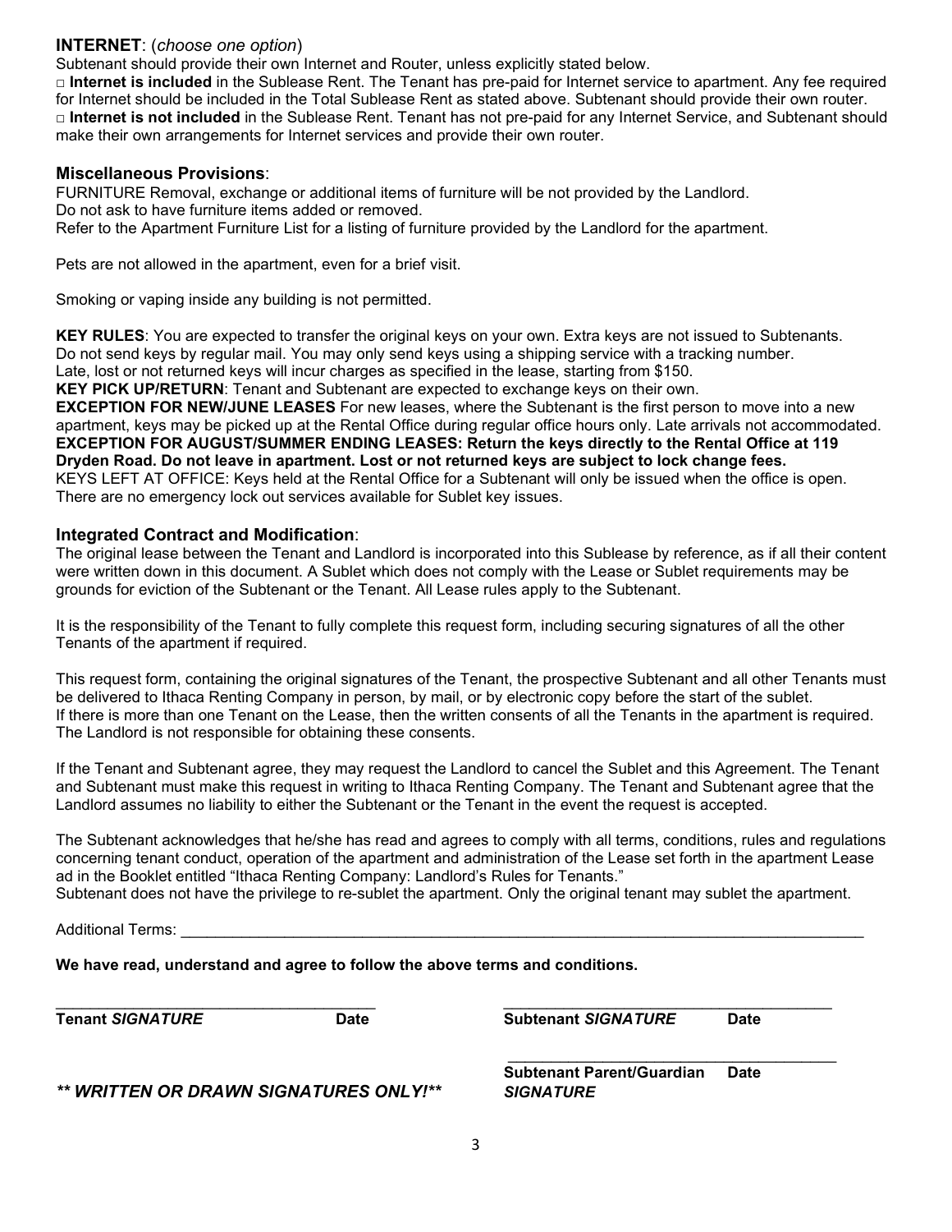## INTERNET: (*choose one option*)

Subtenant should provide their own Internet and Router, unless explicitly stated below.

□ **Internet is included** in the Sublease Rent. The Tenant has pre-paid for Internet service to apartment. Any fee required for Internet should be included in the Total Sublease Rent as stated above. Subtenant should provide their own router.

□ **Internet is not included** in the Sublease Rent. Tenant has not pre-paid for any Internet Service, and Subtenant should make their own arrangements for Internet services and provide their own router.

## Miscellaneous Provisions:

FURNITURE Removal, exchange or additional items of furniture will be not provided by the Landlord.
Do not ask to have furniture items added or removed.
Refer to the Apartment Furniture List for a listing of furniture provided by the Landlord for the apartment.

Pets are not allowed in the apartment, even for a brief visit.

Smoking or vaping inside any building is not permitted.

**KEY RULES**: You are expected to transfer the original keys on your own. Extra keys are not issued to Subtenants. Do not send keys by regular mail. You may only send keys using a shipping service with a tracking number. Late, lost or not returned keys will incur charges as specified in the lease, starting from $150.

**KEY PICK UP/RETURN**: Tenant and Subtenant are expected to exchange keys on their own.

**EXCEPTION FOR NEW/JUNE LEASES** For new leases, where the Subtenant is the first person to move into a new apartment, keys may be picked up at the Rental Office during regular office hours only. Late arrivals not accommodated.

**EXCEPTION FOR AUGUST/SUMMER ENDING LEASES: Return the keys directly to the Rental Office at 119 Dryden Road. Do not leave in apartment. Lost or not returned keys are subject to lock change fees.**

KEYS LEFT AT OFFICE: Keys held at the Rental Office for a Subtenant will only be issued when the office is open. There are no emergency lock out services available for Sublet key issues.

## Integrated Contract and Modification:

The original lease between the Tenant and Landlord is incorporated into this Sublease by reference, as if all their content were written down in this document. A Sublet which does not comply with the Lease or Sublet requirements may be grounds for eviction of the Subtenant or the Tenant. All Lease rules apply to the Subtenant.

It is the responsibility of the Tenant to fully complete this request form, including securing signatures of all the other Tenants of the apartment if required.

This request form, containing the original signatures of the Tenant, the prospective Subtenant and all other Tenants must be delivered to Ithaca Renting Company in person, by mail, or by electronic copy before the start of the sublet. If there is more than one Tenant on the Lease, then the written consents of all the Tenants in the apartment is required. The Landlord is not responsible for obtaining these consents.

If the Tenant and Subtenant agree, they may request the Landlord to cancel the Sublet and this Agreement. The Tenant and Subtenant must make this request in writing to Ithaca Renting Company. The Tenant and Subtenant agree that the Landlord assumes no liability to either the Subtenant or the Tenant in the event the request is accepted.

The Subtenant acknowledges that he/she has read and agrees to comply with all terms, conditions, rules and regulations concerning tenant conduct, operation of the apartment and administration of the Lease set forth in the apartment Lease ad in the Booklet entitled "Ithaca Renting Company: Landlord's Rules for Tenants."
Subtenant does not have the privilege to re-sublet the apartment. Only the original tenant may sublet the apartment.

Additional Terms: ____________________________________________________________________________________

**We have read, understand and agree to follow the above terms and conditions.**

______________________________________ ______________________________________
**Tenant *SIGNATURE*** **Date** **Subtenant *SIGNATURE*** **Date**

______________________________________
**Subtenant Parent/Guardian *SIGNATURE*** **Date**

***\*\* WRITTEN OR DRAWN SIGNATURES ONLY!\*\****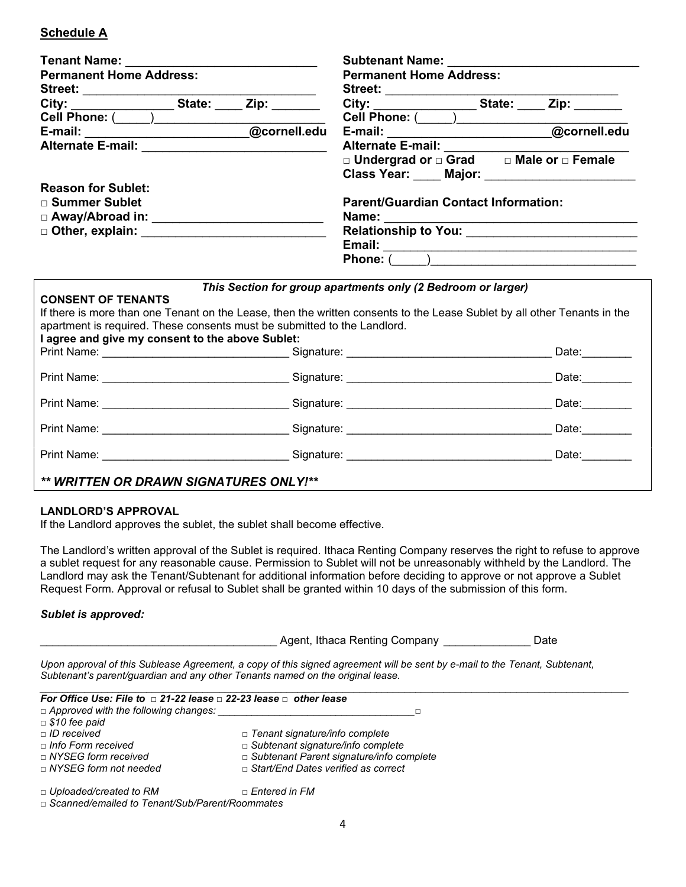**Schedule A**

**Tenant Name:** ____________________________
**Permanent Home Address:**
**Street:** ________________________________
**City:** _______________ **State:** ____ **Zip:** _______
**Cell Phone:** (_____)________________________
**E-mail:** _______________________@cornell.edu
**Alternate E-mail:** __________________________

**Reason for Sublet:**
□ **Summer Sublet**
□ **Away/Abroad in:** _______________________
□ **Other, explain:** _________________________

**Subtenant Name:** ____________________________
**Permanent Home Address:**
**Street:** ________________________________
**City:** _______________ **State:** ____ **Zip:** _______
**Cell Phone:** (_____)________________________
**E-mail:** _______________________@cornell.edu
**Alternate E-mail:** __________________________
□ **Undergrad or** □ **Grad** □ **Male or** □ **Female**
**Class Year:** ____ **Major:** _____________________

**Parent/Guardian Contact Information:**
**Name:** ___________________________________
**Relationship to You:** ________________________
**Email:** ___________________________________
**Phone:** (_____)_____________________________

*This Section for group apartments only (2 Bedroom or larger)*

**CONSENT OF TENANTS**

If there is more than one Tenant on the Lease, then the written consents to the Lease Sublet by all other Tenants in the apartment is required. These consents must be submitted to the Landlord.

**I agree and give my consent to the above Sublet:**

Print Name: _____________________________ Signature: ________________________________ Date:________

Print Name: _____________________________ Signature: ________________________________ Date:________

Print Name: _____________________________ Signature: ________________________________ Date:________

Print Name: _____________________________ Signature: ________________________________ Date:________

Print Name: _____________________________ Signature: ________________________________ Date:________

***\*\* WRITTEN OR DRAWN SIGNATURES ONLY!\*\****

**LANDLORD'S APPROVAL**

If the Landlord approves the sublet, the sublet shall become effective.

The Landlord's written approval of the Sublet is required. Ithaca Renting Company reserves the right to refuse to approve a sublet request for any reasonable cause. Permission to Sublet will not be unreasonably withheld by the Landlord. The Landlord may ask the Tenant/Subtenant for additional information before deciding to approve or not approve a Sublet Request Form. Approval or refusal to Sublet shall be granted within 10 days of the submission of this form.

***Sublet is approved:***

____________________________________ Agent, Ithaca Renting Company _____________ Date

*Upon approval of this Sublease Agreement, a copy of this signed agreement will be sent by e-mail to the Tenant, Subtenant, Subtenant's parent/guardian and any other Tenants named on the original lease.*

***For Office Use: File to** □ **21-22 lease** □ **22-23 lease** □ **other lease***

*□ Approved with the following changes: _________________________________□*
*□ $10 fee paid*
*□ ID received* *□ Tenant signature/info complete*
*□ Info Form received* *□ Subtenant signature/info complete*
*□ NYSEG form received* *□ Subtenant Parent signature/info complete*
*□ NYSEG form not needed* *□ Start/End Dates verified as correct*

*□ Uploaded/created to RM* *□ Entered in FM*
*□ Scanned/emailed to Tenant/Sub/Parent/Roommates*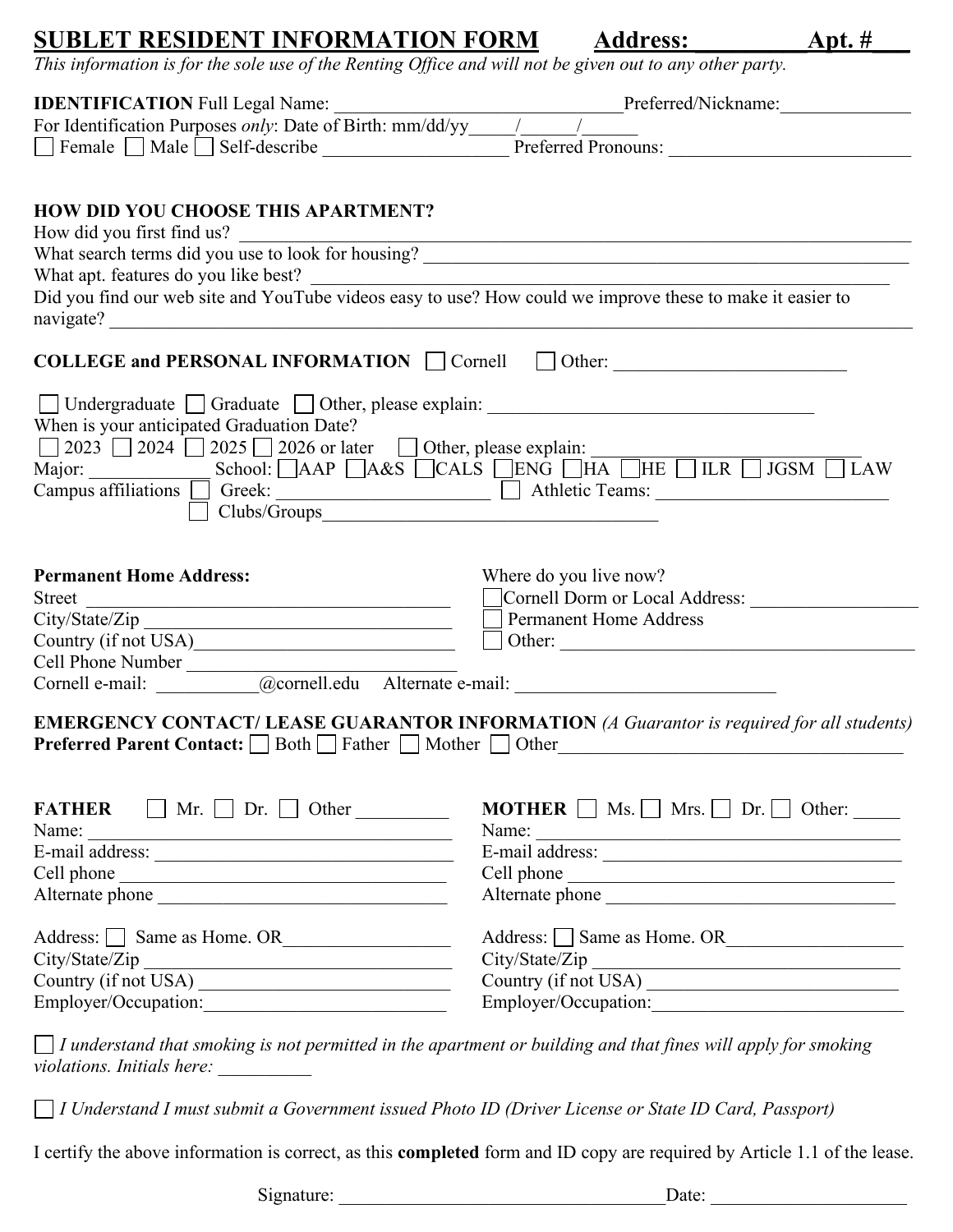# SUBLET RESIDENT INFORMATION FORM Address:_________ Apt. #___

*This information is for the sole use of the Renting Office and will not be given out to any other party.*

**IDENTIFICATION** Full Legal Name: ______________________________ Preferred/Nickname: ______________

For Identification Purposes *only*: Date of Birth: mm/dd/yy_____/______/______

☐ Female ☐ Male ☐ Self-describe ____________________ Preferred Pronouns: __________________________

**HOW DID YOU CHOOSE THIS APARTMENT?**

How did you first find us? ______________________________________________________________

What search terms did you use to look for housing? ____________________________________________

What apt. features do you like best? ______________________________________________________

Did you find our web site and YouTube videos easy to use? How could we improve these to make it easier to navigate? ______________________________________________________________________

**COLLEGE and PERSONAL INFORMATION** ☐ Cornell ☐ Other: __________________________

☐ Undergraduate ☐ Graduate ☐ Other, please explain: ____________________________________

When is your anticipated Graduation Date?

☐ 2023 ☐ 2024 ☐ 2025 ☐ 2026 or later ☐ Other, please explain: ________________________

Major: _____________ School: ☐AAP ☐A&S ☐CALS ☐ENG ☐HA ☐HE ☐ ILR ☐ JGSM ☐ LAW

Campus affiliations ☐ Greek: ________________________ ☐ Athletic Teams: __________________________

☐ Clubs/Groups_____________________________________

**Permanent Home Address:**

Street ________________________________________

City/State/Zip __________________________________

Country (if not USA)______________________________

Cell Phone Number ____________________________

Where do you live now?

☐Cornell Dorm or Local Address: __________________

☐ Permanent Home Address

☐ Other: __________________________________________

Cornell e-mail: ___________@cornell.edu Alternate e-mail: ____________________________

**EMERGENCY CONTACT/ LEASE GUARANTOR INFORMATION** *(A Guarantor is required for all students)*

**Preferred Parent Contact:** ☐ Both ☐ Father ☐ Mother ☐ Other_____________________________________

**FATHER** ☐ Mr. ☐ Dr. ☐ Other __________

Name: ___________________________________________

E-mail address: ___________________________________

Cell phone ____________________________________

Alternate phone ________________________________

Address: ☐ Same as Home. OR__________________

City/State/Zip _____________________________________

Country (if not USA) _____________________________

Employer/Occupation:__________________________

**MOTHER** ☐ Ms. ☐ Mrs. ☐ Dr. ☐ Other: _____

Name: _________________________________________

E-mail address: __________________________________

Cell phone ____________________________________

Alternate phone ________________________________

Address: ☐ Same as Home. OR___________________

City/State/Zip ___________________________________

Country (if not USA) ___________________________

Employer/Occupation:____________________________

☐ *I understand that smoking is not permitted in the apartment or building and that fines will apply for smoking violations. Initials here:* __________

☐ *I Understand I must submit a Government issued Photo ID (Driver License or State ID Card, Passport)*

I certify the above information is correct, as this **completed** form and ID copy are required by Article 1.1 of the lease.

Signature: ___________________________________Date: _____________________